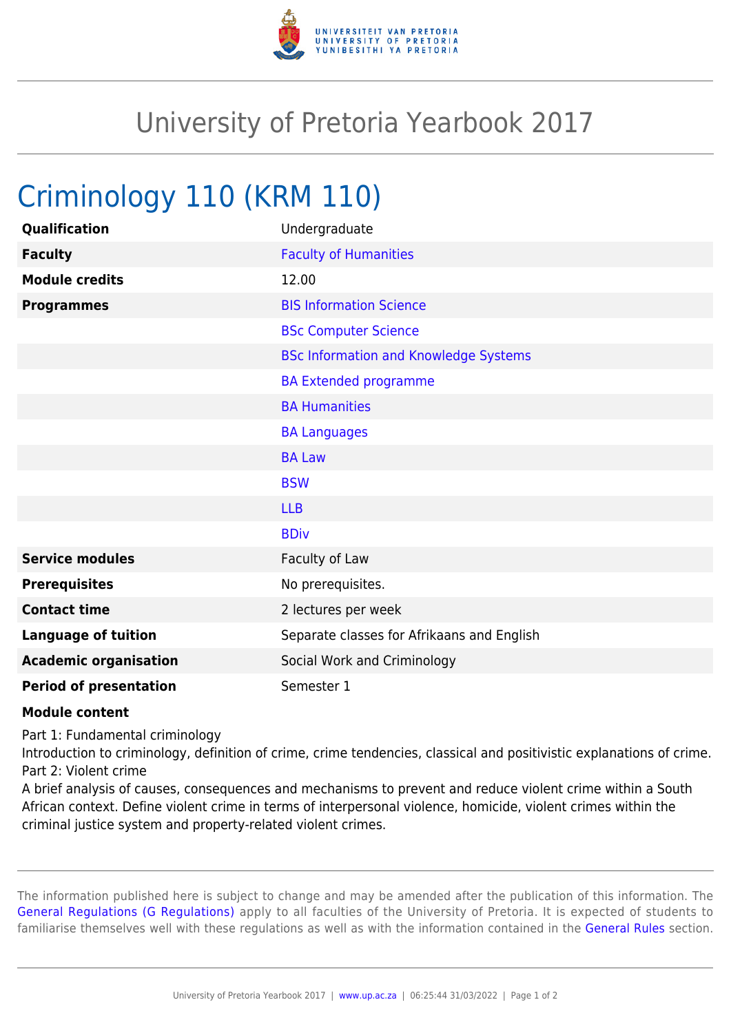# University of Pretoria Yearbook 2017

## Criminology 110 (KRM 110)

| | |
|---|---|
| **Qualification** | Undergraduate |
| **Faculty** | Faculty of Humanities |
| **Module credits** | 12.00 |
| **Programmes** | BIS Information Science |
| | BSc Computer Science |
| | BSc Information and Knowledge Systems |
| | BA Extended programme |
| | BA Humanities |
| | BA Languages |
| | BA Law |
| | BSW |
| | LLB |
| | BDiv |
| **Service modules** | Faculty of Law |
| **Prerequisites** | No prerequisites. |
| **Contact time** | 2 lectures per week |
| **Language of tuition** | Separate classes for Afrikaans and English |
| **Academic organisation** | Social Work and Criminology |
| **Period of presentation** | Semester 1 |

**Module content**

Part 1: Fundamental criminology
Introduction to criminology, definition of crime, crime tendencies, classical and positivistic explanations of crime.
Part 2: Violent crime
A brief analysis of causes, consequences and mechanisms to prevent and reduce violent crime within a South African context. Define violent crime in terms of interpersonal violence, homicide, violent crimes within the criminal justice system and property-related violent crimes.

The information published here is subject to change and may be amended after the publication of this information. The General Regulations (G Regulations) apply to all faculties of the University of Pretoria. It is expected of students to familiarise themselves well with these regulations as well as with the information contained in the General Rules section.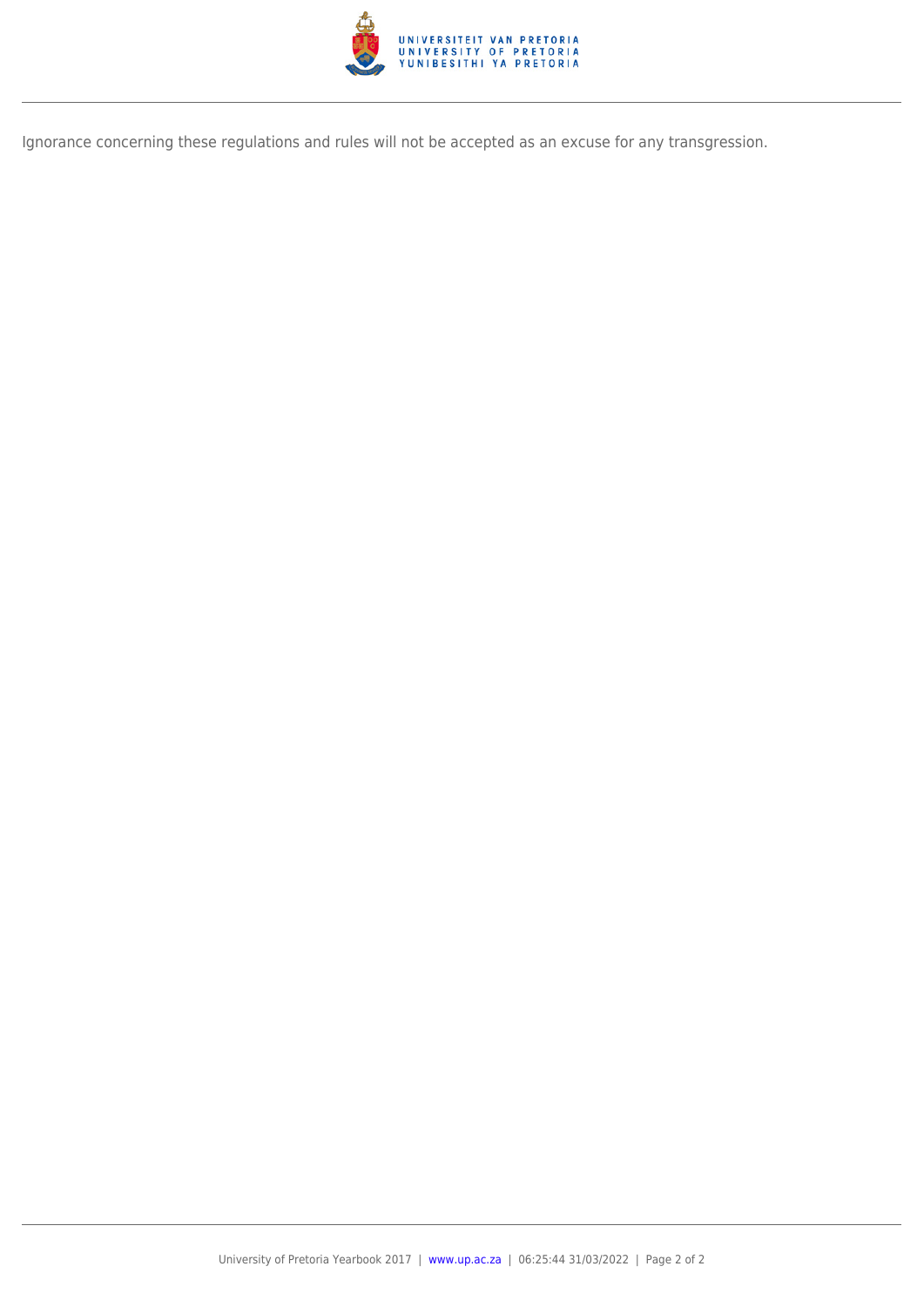Ignorance concerning these regulations and rules will not be accepted as an excuse for any transgression.